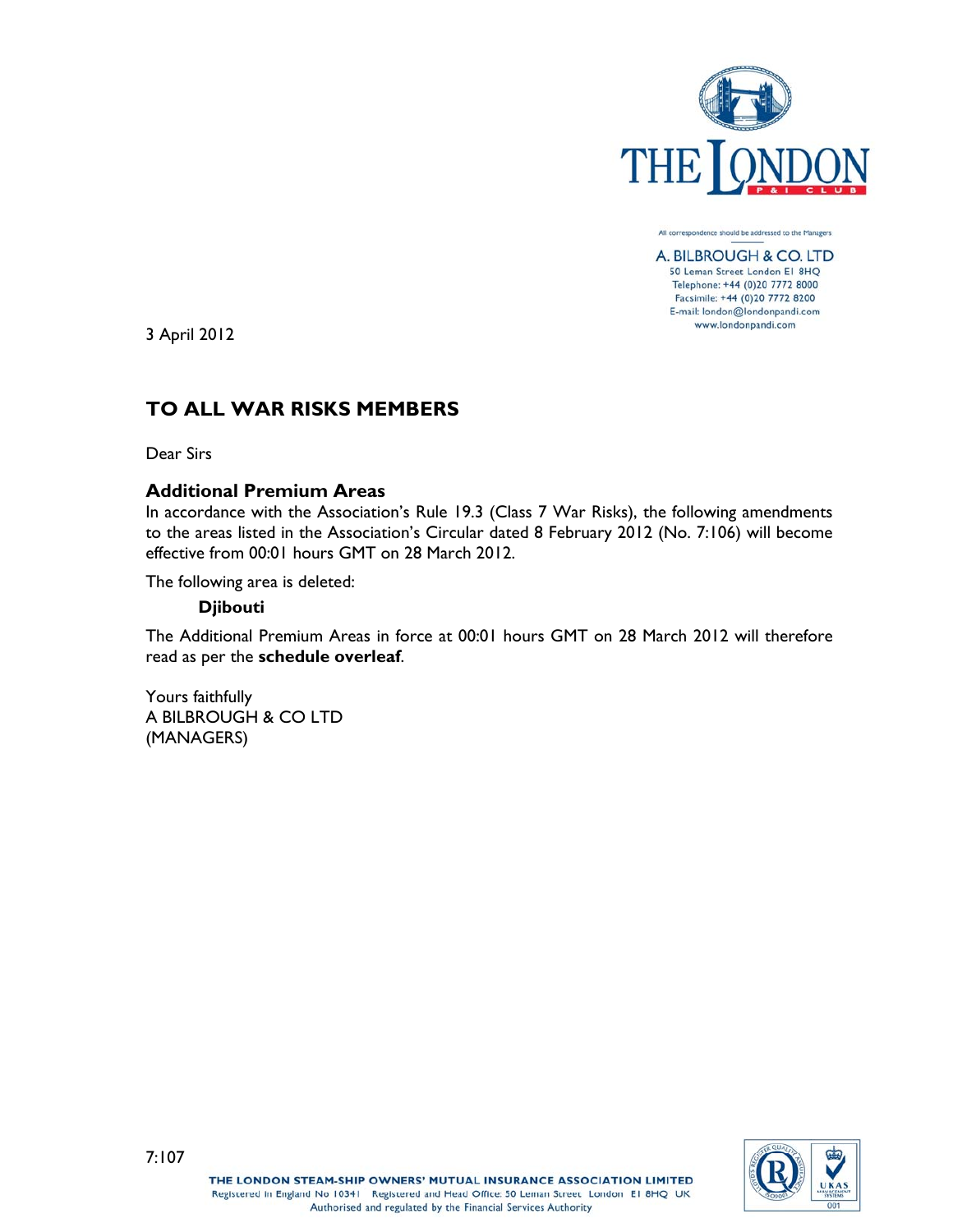All correspondence should be addressed to the Managers

A. BILBROUGH & CO. LTD
50 Leman Street London E1 8HQ
Telephone: +44 (0)20 7772 8000
Facsimile: +44 (0)20 7772 8200
E-mail: london@londonpandi.com
www.londonpandi.com

3 April 2012

## TO ALL WAR RISKS MEMBERS

Dear Sirs

### Additional Premium Areas

In accordance with the Association's Rule 19.3 (Class 7 War Risks), the following amendments to the areas listed in the Association's Circular dated 8 February 2012 (No. 7:106) will become effective from 00:01 hours GMT on 28 March 2012.

The following area is deleted:

**Djibouti**

The Additional Premium Areas in force at 00:01 hours GMT on 28 March 2012 will therefore read as per the **schedule overleaf**.

Yours faithfully
A BILBROUGH & CO LTD
(MANAGERS)

7:107

THE LONDON STEAM-SHIP OWNERS' MUTUAL INSURANCE ASSOCIATION LIMITED
Registered in England No 10341 Registered and Head Office: 50 Leman Street London E1 8HQ UK
Authorised and regulated by the Financial Services Authority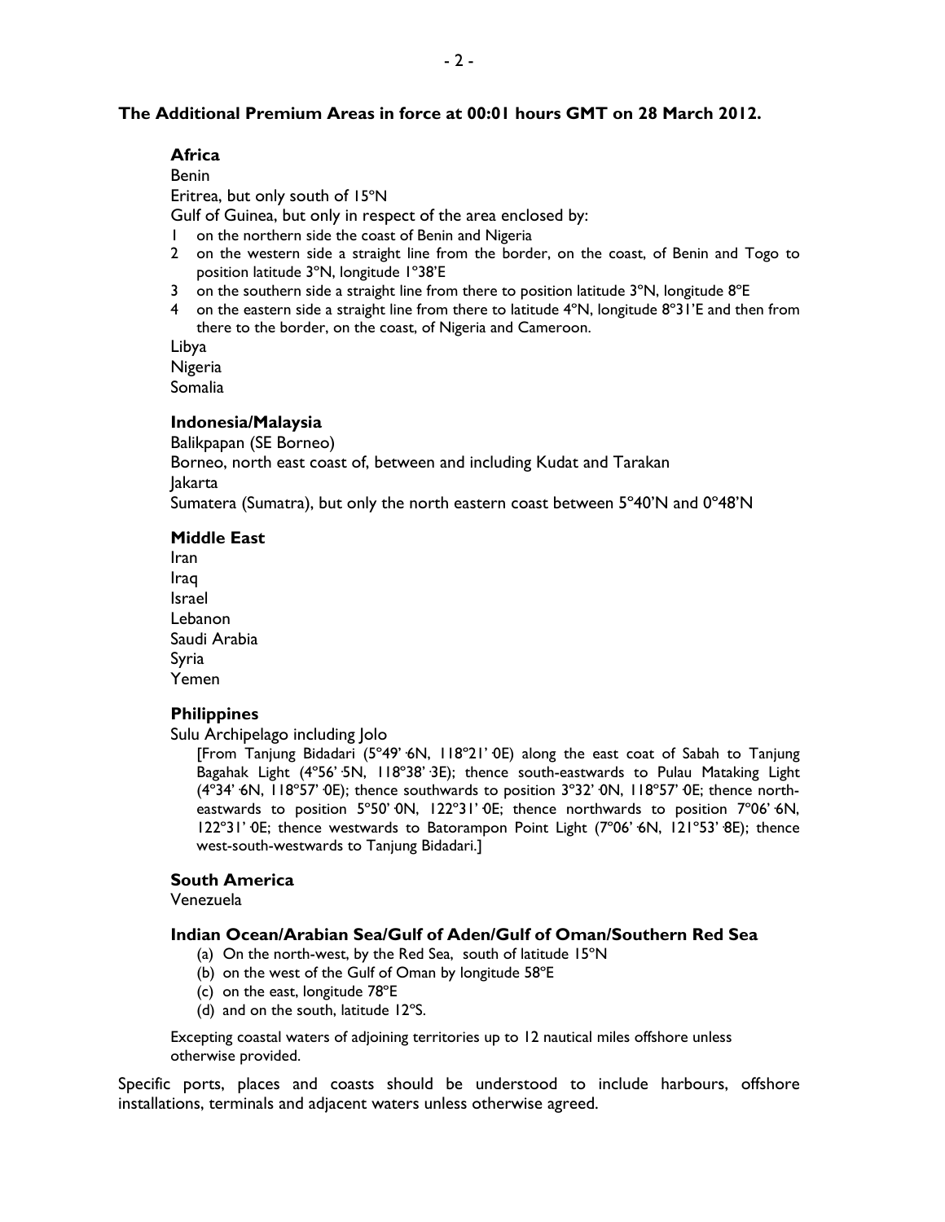**The Additional Premium Areas in force at 00:01 hours GMT on 28 March 2012.**

**Africa**

Benin

Eritrea, but only south of 15°N

Gulf of Guinea, but only in respect of the area enclosed by:

1 on the northern side the coast of Benin and Nigeria
2 on the western side a straight line from the border, on the coast, of Benin and Togo to position latitude 3°N, longitude 1°38'E
3 on the southern side a straight line from there to position latitude 3°N, longitude 8°E
4 on the eastern side a straight line from there to latitude 4°N, longitude 8°31'E and then from there to the border, on the coast, of Nigeria and Cameroon.

Libya

Nigeria

Somalia

**Indonesia/Malaysia**

Balikpapan (SE Borneo)

Borneo, north east coast of, between and including Kudat and Tarakan

Jakarta

Sumatera (Sumatra), but only the north eastern coast between 5°40'N and 0°48'N

**Middle East**

Iran

Iraq

Israel

Lebanon

Saudi Arabia

Syria

Yemen

**Philippines**

Sulu Archipelago including Jolo

[From Tanjung Bidadari (5°49'·6N, 118°21'·0E) along the east coat of Sabah to Tanjung Bagahak Light (4°56'·5N, 118°38'·3E); thence south-eastwards to Pulau Mataking Light (4°34'·6N, 118°57'·0E); thence southwards to position 3°32'·0N, 118°57'·0E; thence north-eastwards to position 5°50'·0N, 122°31'·0E; thence northwards to position 7°06'·6N, 122°31'·0E; thence westwards to Batorampon Point Light (7°06'·6N, 121°53'·8E); thence west-south-westwards to Tanjung Bidadari.]

**South America**

Venezuela

**Indian Ocean/Arabian Sea/Gulf of Aden/Gulf of Oman/Southern Red Sea**

(a) On the north-west, by the Red Sea, south of latitude 15°N
(b) on the west of the Gulf of Oman by longitude 58°E
(c) on the east, longitude 78°E
(d) and on the south, latitude 12°S.

Excepting coastal waters of adjoining territories up to 12 nautical miles offshore unless otherwise provided.

Specific ports, places and coasts should be understood to include harbours, offshore installations, terminals and adjacent waters unless otherwise agreed.